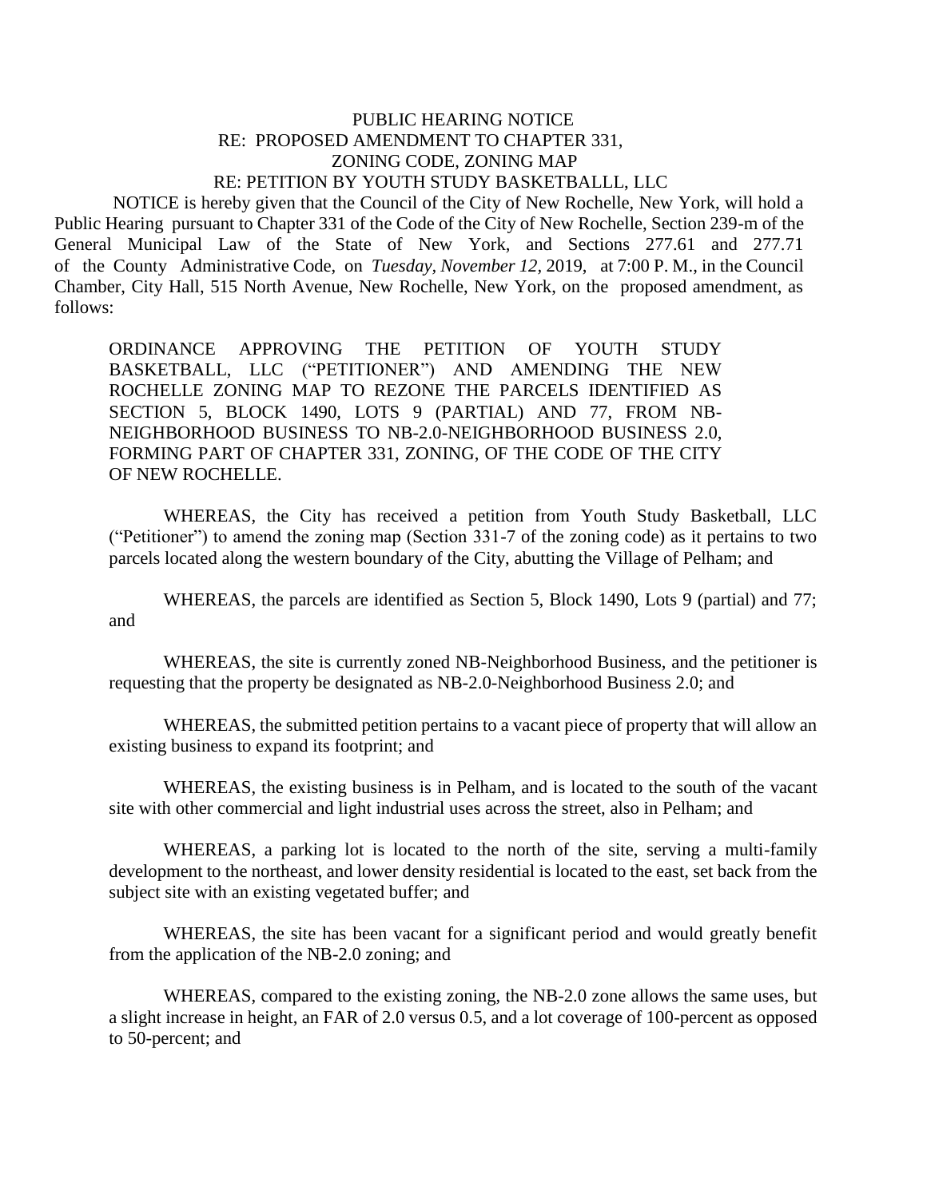PUBLIC HEARING NOTICE
RE: PROPOSED AMENDMENT TO CHAPTER 331,
ZONING CODE, ZONING MAP
RE: PETITION BY YOUTH STUDY BASKETBALLL, LLC

NOTICE is hereby given that the Council of the City of New Rochelle, New York, will hold a Public Hearing pursuant to Chapter 331 of the Code of the City of New Rochelle, Section 239-m of the General Municipal Law of the State of New York, and Sections 277.61 and 277.71 of the County Administrative Code, on *Tuesday, November 12*, 2019, at 7:00 P. M., in the Council Chamber, City Hall, 515 North Avenue, New Rochelle, New York, on the proposed amendment, as follows:

ORDINANCE APPROVING THE PETITION OF YOUTH STUDY BASKETBALL, LLC ("PETITIONER") AND AMENDING THE NEW ROCHELLE ZONING MAP TO REZONE THE PARCELS IDENTIFIED AS SECTION 5, BLOCK 1490, LOTS 9 (PARTIAL) AND 77, FROM NB-NEIGHBORHOOD BUSINESS TO NB-2.0-NEIGHBORHOOD BUSINESS 2.0, FORMING PART OF CHAPTER 331, ZONING, OF THE CODE OF THE CITY OF NEW ROCHELLE.

WHEREAS, the City has received a petition from Youth Study Basketball, LLC ("Petitioner") to amend the zoning map (Section 331-7 of the zoning code) as it pertains to two parcels located along the western boundary of the City, abutting the Village of Pelham; and

WHEREAS, the parcels are identified as Section 5, Block 1490, Lots 9 (partial) and 77; and

WHEREAS, the site is currently zoned NB-Neighborhood Business, and the petitioner is requesting that the property be designated as NB-2.0-Neighborhood Business 2.0; and

WHEREAS, the submitted petition pertains to a vacant piece of property that will allow an existing business to expand its footprint; and

WHEREAS, the existing business is in Pelham, and is located to the south of the vacant site with other commercial and light industrial uses across the street, also in Pelham; and

WHEREAS, a parking lot is located to the north of the site, serving a multi-family development to the northeast, and lower density residential is located to the east, set back from the subject site with an existing vegetated buffer; and

WHEREAS, the site has been vacant for a significant period and would greatly benefit from the application of the NB-2.0 zoning; and

WHEREAS, compared to the existing zoning, the NB-2.0 zone allows the same uses, but a slight increase in height, an FAR of 2.0 versus 0.5, and a lot coverage of 100-percent as opposed to 50-percent; and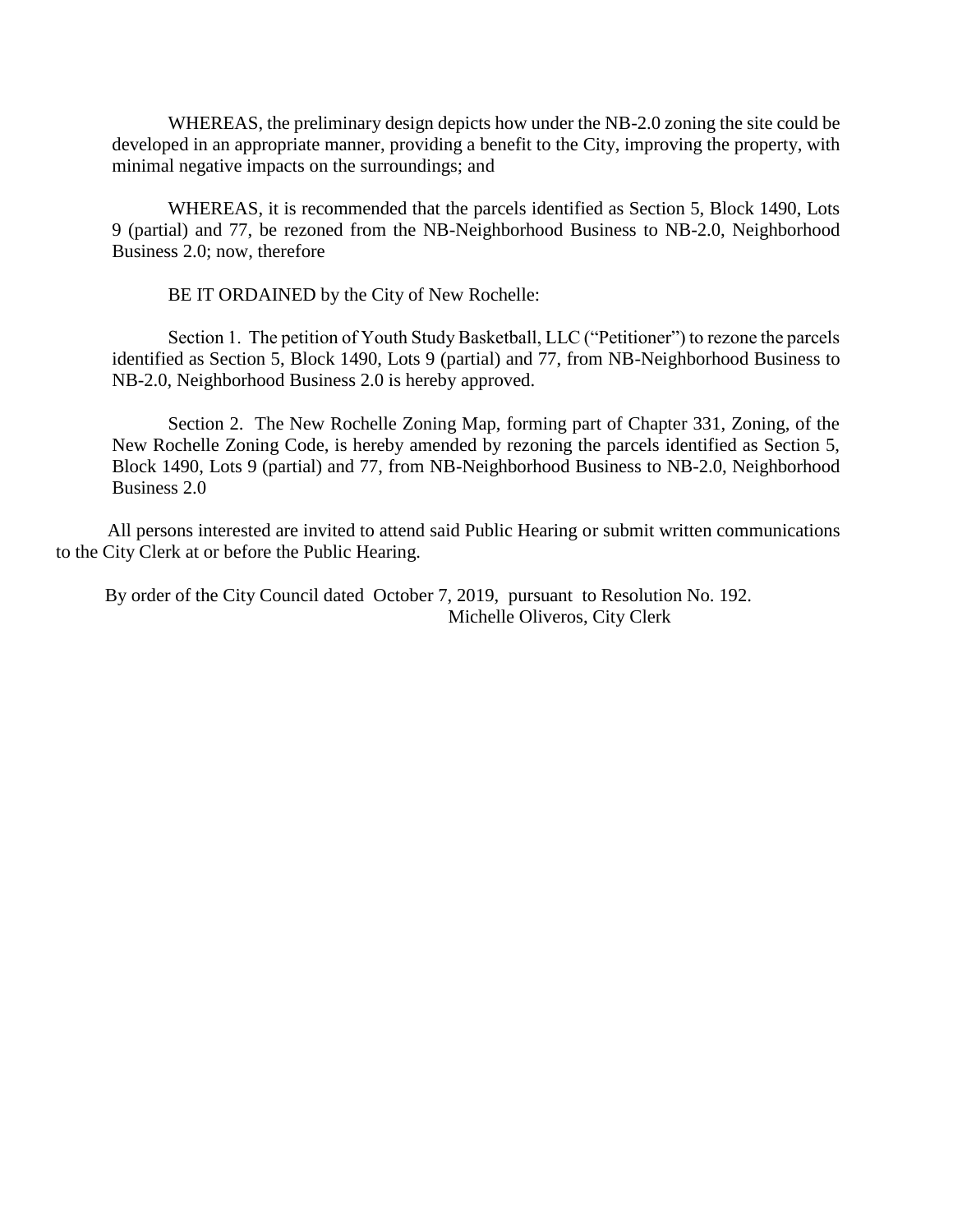WHEREAS, the preliminary design depicts how under the NB-2.0 zoning the site could be developed in an appropriate manner, providing a benefit to the City, improving the property, with minimal negative impacts on the surroundings; and

WHEREAS, it is recommended that the parcels identified as Section 5, Block 1490, Lots 9 (partial) and 77, be rezoned from the NB-Neighborhood Business to NB-2.0, Neighborhood Business 2.0; now, therefore

BE IT ORDAINED by the City of New Rochelle:

Section 1. The petition of Youth Study Basketball, LLC ("Petitioner") to rezone the parcels identified as Section 5, Block 1490, Lots 9 (partial) and 77, from NB-Neighborhood Business to NB-2.0, Neighborhood Business 2.0 is hereby approved.

Section 2. The New Rochelle Zoning Map, forming part of Chapter 331, Zoning, of the New Rochelle Zoning Code, is hereby amended by rezoning the parcels identified as Section 5, Block 1490, Lots 9 (partial) and 77, from NB-Neighborhood Business to NB-2.0, Neighborhood Business 2.0

All persons interested are invited to attend said Public Hearing or submit written communications to the City Clerk at or before the Public Hearing.

By order of the City Council dated October 7, 2019, pursuant to Resolution No. 192.

Michelle Oliveros, City Clerk